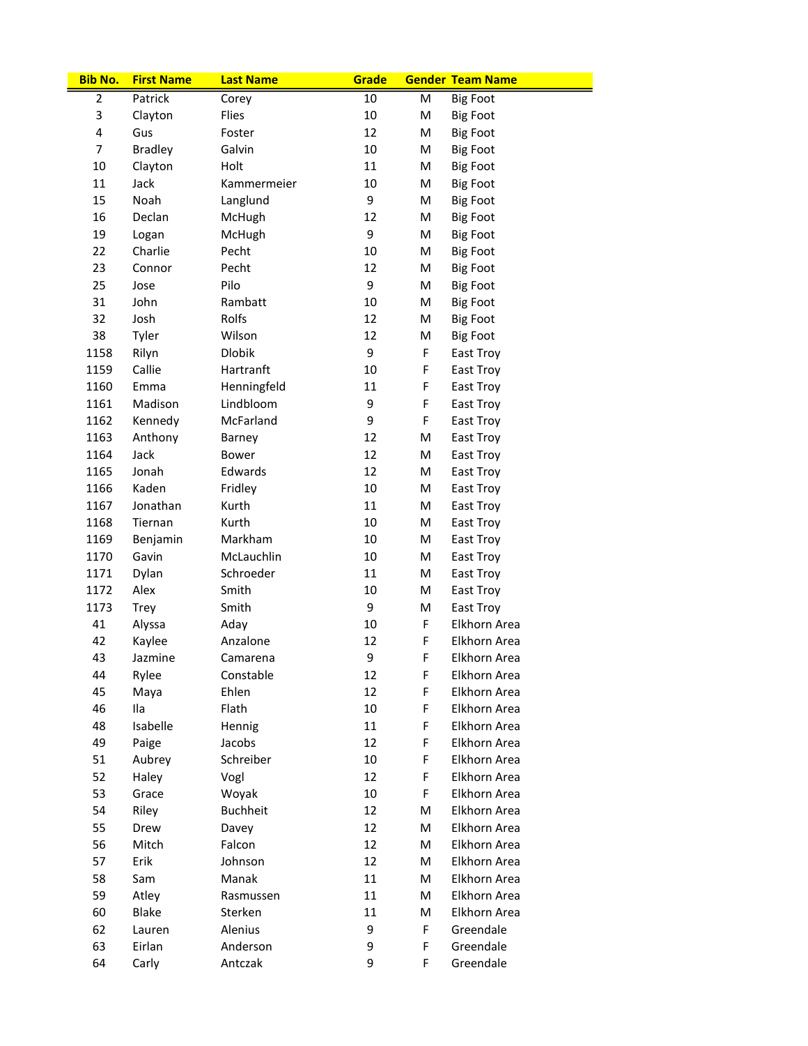| Bib No. | First Name | Last Name | Grade | Gender | Team Name |
|---|---|---|---|---|---|
| 2 | Patrick | Corey | 10 | M | Big Foot |
| 3 | Clayton | Flies | 10 | M | Big Foot |
| 4 | Gus | Foster | 12 | M | Big Foot |
| 7 | Bradley | Galvin | 10 | M | Big Foot |
| 10 | Clayton | Holt | 11 | M | Big Foot |
| 11 | Jack | Kammermeier | 10 | M | Big Foot |
| 15 | Noah | Langlund | 9 | M | Big Foot |
| 16 | Declan | McHugh | 12 | M | Big Foot |
| 19 | Logan | McHugh | 9 | M | Big Foot |
| 22 | Charlie | Pecht | 10 | M | Big Foot |
| 23 | Connor | Pecht | 12 | M | Big Foot |
| 25 | Jose | Pilo | 9 | M | Big Foot |
| 31 | John | Rambatt | 10 | M | Big Foot |
| 32 | Josh | Rolfs | 12 | M | Big Foot |
| 38 | Tyler | Wilson | 12 | M | Big Foot |
| 1158 | Rilyn | Dlobik | 9 | F | East Troy |
| 1159 | Callie | Hartranft | 10 | F | East Troy |
| 1160 | Emma | Henningfeld | 11 | F | East Troy |
| 1161 | Madison | Lindbloom | 9 | F | East Troy |
| 1162 | Kennedy | McFarland | 9 | F | East Troy |
| 1163 | Anthony | Barney | 12 | M | East Troy |
| 1164 | Jack | Bower | 12 | M | East Troy |
| 1165 | Jonah | Edwards | 12 | M | East Troy |
| 1166 | Kaden | Fridley | 10 | M | East Troy |
| 1167 | Jonathan | Kurth | 11 | M | East Troy |
| 1168 | Tiernan | Kurth | 10 | M | East Troy |
| 1169 | Benjamin | Markham | 10 | M | East Troy |
| 1170 | Gavin | McLauchlin | 10 | M | East Troy |
| 1171 | Dylan | Schroeder | 11 | M | East Troy |
| 1172 | Alex | Smith | 10 | M | East Troy |
| 1173 | Trey | Smith | 9 | M | East Troy |
| 41 | Alyssa | Aday | 10 | F | Elkhorn Area |
| 42 | Kaylee | Anzalone | 12 | F | Elkhorn Area |
| 43 | Jazmine | Camarena | 9 | F | Elkhorn Area |
| 44 | Rylee | Constable | 12 | F | Elkhorn Area |
| 45 | Maya | Ehlen | 12 | F | Elkhorn Area |
| 46 | Ila | Flath | 10 | F | Elkhorn Area |
| 48 | Isabelle | Hennig | 11 | F | Elkhorn Area |
| 49 | Paige | Jacobs | 12 | F | Elkhorn Area |
| 51 | Aubrey | Schreiber | 10 | F | Elkhorn Area |
| 52 | Haley | Vogl | 12 | F | Elkhorn Area |
| 53 | Grace | Woyak | 10 | F | Elkhorn Area |
| 54 | Riley | Buchheit | 12 | M | Elkhorn Area |
| 55 | Drew | Davey | 12 | M | Elkhorn Area |
| 56 | Mitch | Falcon | 12 | M | Elkhorn Area |
| 57 | Erik | Johnson | 12 | M | Elkhorn Area |
| 58 | Sam | Manak | 11 | M | Elkhorn Area |
| 59 | Atley | Rasmussen | 11 | M | Elkhorn Area |
| 60 | Blake | Sterken | 11 | M | Elkhorn Area |
| 62 | Lauren | Alenius | 9 | F | Greendale |
| 63 | Eirlan | Anderson | 9 | F | Greendale |
| 64 | Carly | Antczak | 9 | F | Greendale |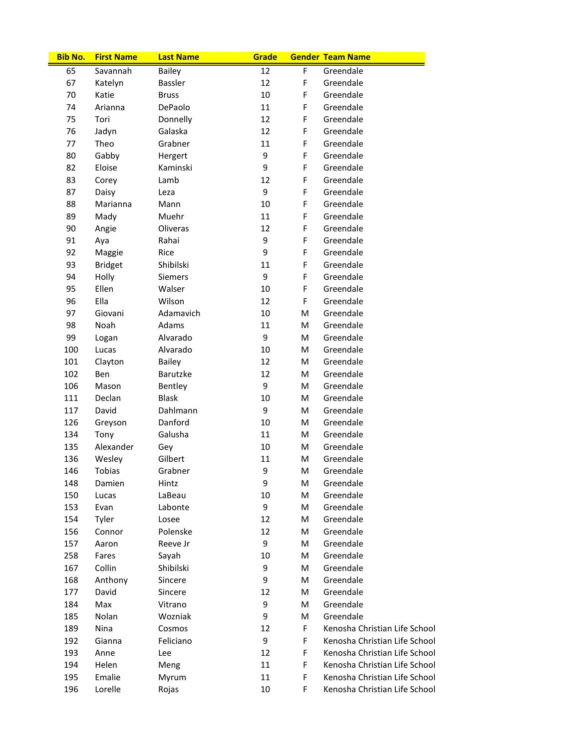| Bib No. | First Name | Last Name | Grade | Gender | Team Name |
|---|---|---|---|---|---|
| 65 | Savannah | Bailey | 12 | F | Greendale |
| 67 | Katelyn | Bassler | 12 | F | Greendale |
| 70 | Katie | Bruss | 10 | F | Greendale |
| 74 | Arianna | DePaolo | 11 | F | Greendale |
| 75 | Tori | Donnelly | 12 | F | Greendale |
| 76 | Jadyn | Galaska | 12 | F | Greendale |
| 77 | Theo | Grabner | 11 | F | Greendale |
| 80 | Gabby | Hergert | 9 | F | Greendale |
| 82 | Eloise | Kaminski | 9 | F | Greendale |
| 83 | Corey | Lamb | 12 | F | Greendale |
| 87 | Daisy | Leza | 9 | F | Greendale |
| 88 | Marianna | Mann | 10 | F | Greendale |
| 89 | Mady | Muehr | 11 | F | Greendale |
| 90 | Angie | Oliveras | 12 | F | Greendale |
| 91 | Aya | Rahai | 9 | F | Greendale |
| 92 | Maggie | Rice | 9 | F | Greendale |
| 93 | Bridget | Shibilski | 11 | F | Greendale |
| 94 | Holly | Siemers | 9 | F | Greendale |
| 95 | Ellen | Walser | 10 | F | Greendale |
| 96 | Ella | Wilson | 12 | F | Greendale |
| 97 | Giovani | Adamavich | 10 | M | Greendale |
| 98 | Noah | Adams | 11 | M | Greendale |
| 99 | Logan | Alvarado | 9 | M | Greendale |
| 100 | Lucas | Alvarado | 10 | M | Greendale |
| 101 | Clayton | Bailey | 12 | M | Greendale |
| 102 | Ben | Barutzke | 12 | M | Greendale |
| 106 | Mason | Bentley | 9 | M | Greendale |
| 111 | Declan | Blask | 10 | M | Greendale |
| 117 | David | Dahlmann | 9 | M | Greendale |
| 126 | Greyson | Danford | 10 | M | Greendale |
| 134 | Tony | Galusha | 11 | M | Greendale |
| 135 | Alexander | Gey | 10 | M | Greendale |
| 136 | Wesley | Gilbert | 11 | M | Greendale |
| 146 | Tobias | Grabner | 9 | M | Greendale |
| 148 | Damien | Hintz | 9 | M | Greendale |
| 150 | Lucas | LaBeau | 10 | M | Greendale |
| 153 | Evan | Labonte | 9 | M | Greendale |
| 154 | Tyler | Losee | 12 | M | Greendale |
| 156 | Connor | Polenske | 12 | M | Greendale |
| 157 | Aaron | Reeve Jr | 9 | M | Greendale |
| 258 | Fares | Sayah | 10 | M | Greendale |
| 167 | Collin | Shibilski | 9 | M | Greendale |
| 168 | Anthony | Sincere | 9 | M | Greendale |
| 177 | David | Sincere | 12 | M | Greendale |
| 184 | Max | Vitrano | 9 | M | Greendale |
| 185 | Nolan | Wozniak | 9 | M | Greendale |
| 189 | Nina | Cosmos | 12 | F | Kenosha Christian Life School |
| 192 | Gianna | Feliciano | 9 | F | Kenosha Christian Life School |
| 193 | Anne | Lee | 12 | F | Kenosha Christian Life School |
| 194 | Helen | Meng | 11 | F | Kenosha Christian Life School |
| 195 | Emalie | Myrum | 11 | F | Kenosha Christian Life School |
| 196 | Lorelle | Rojas | 10 | F | Kenosha Christian Life School |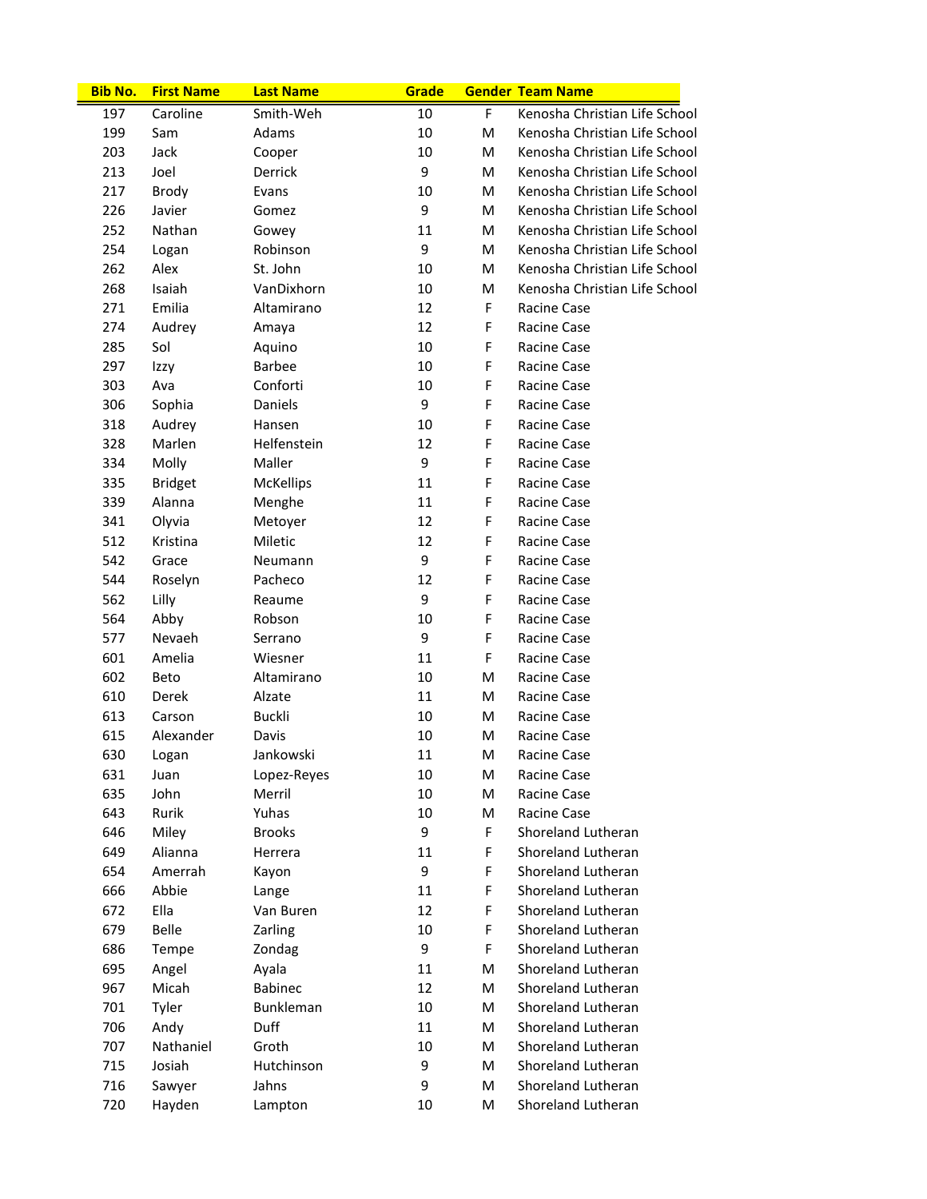| Bib No. | First Name | Last Name | Grade | Gender | Team Name |
|---|---|---|---|---|---|
| 197 | Caroline | Smith-Weh | 10 | F | Kenosha Christian Life School |
| 199 | Sam | Adams | 10 | M | Kenosha Christian Life School |
| 203 | Jack | Cooper | 10 | M | Kenosha Christian Life School |
| 213 | Joel | Derrick | 9 | M | Kenosha Christian Life School |
| 217 | Brody | Evans | 10 | M | Kenosha Christian Life School |
| 226 | Javier | Gomez | 9 | M | Kenosha Christian Life School |
| 252 | Nathan | Gowey | 11 | M | Kenosha Christian Life School |
| 254 | Logan | Robinson | 9 | M | Kenosha Christian Life School |
| 262 | Alex | St. John | 10 | M | Kenosha Christian Life School |
| 268 | Isaiah | VanDixhorn | 10 | M | Kenosha Christian Life School |
| 271 | Emilia | Altamirano | 12 | F | Racine Case |
| 274 | Audrey | Amaya | 12 | F | Racine Case |
| 285 | Sol | Aquino | 10 | F | Racine Case |
| 297 | Izzy | Barbee | 10 | F | Racine Case |
| 303 | Ava | Conforti | 10 | F | Racine Case |
| 306 | Sophia | Daniels | 9 | F | Racine Case |
| 318 | Audrey | Hansen | 10 | F | Racine Case |
| 328 | Marlen | Helfenstein | 12 | F | Racine Case |
| 334 | Molly | Maller | 9 | F | Racine Case |
| 335 | Bridget | McKellips | 11 | F | Racine Case |
| 339 | Alanna | Menghe | 11 | F | Racine Case |
| 341 | Olyvia | Metoyer | 12 | F | Racine Case |
| 512 | Kristina | Miletic | 12 | F | Racine Case |
| 542 | Grace | Neumann | 9 | F | Racine Case |
| 544 | Roselyn | Pacheco | 12 | F | Racine Case |
| 562 | Lilly | Reaume | 9 | F | Racine Case |
| 564 | Abby | Robson | 10 | F | Racine Case |
| 577 | Nevaeh | Serrano | 9 | F | Racine Case |
| 601 | Amelia | Wiesner | 11 | F | Racine Case |
| 602 | Beto | Altamirano | 10 | M | Racine Case |
| 610 | Derek | Alzate | 11 | M | Racine Case |
| 613 | Carson | Buckli | 10 | M | Racine Case |
| 615 | Alexander | Davis | 10 | M | Racine Case |
| 630 | Logan | Jankowski | 11 | M | Racine Case |
| 631 | Juan | Lopez-Reyes | 10 | M | Racine Case |
| 635 | John | Merril | 10 | M | Racine Case |
| 643 | Rurik | Yuhas | 10 | M | Racine Case |
| 646 | Miley | Brooks | 9 | F | Shoreland Lutheran |
| 649 | Alianna | Herrera | 11 | F | Shoreland Lutheran |
| 654 | Amerrah | Kayon | 9 | F | Shoreland Lutheran |
| 666 | Abbie | Lange | 11 | F | Shoreland Lutheran |
| 672 | Ella | Van Buren | 12 | F | Shoreland Lutheran |
| 679 | Belle | Zarling | 10 | F | Shoreland Lutheran |
| 686 | Tempe | Zondag | 9 | F | Shoreland Lutheran |
| 695 | Angel | Ayala | 11 | M | Shoreland Lutheran |
| 967 | Micah | Babinec | 12 | M | Shoreland Lutheran |
| 701 | Tyler | Bunkleman | 10 | M | Shoreland Lutheran |
| 706 | Andy | Duff | 11 | M | Shoreland Lutheran |
| 707 | Nathaniel | Groth | 10 | M | Shoreland Lutheran |
| 715 | Josiah | Hutchinson | 9 | M | Shoreland Lutheran |
| 716 | Sawyer | Jahns | 9 | M | Shoreland Lutheran |
| 720 | Hayden | Lampton | 10 | M | Shoreland Lutheran |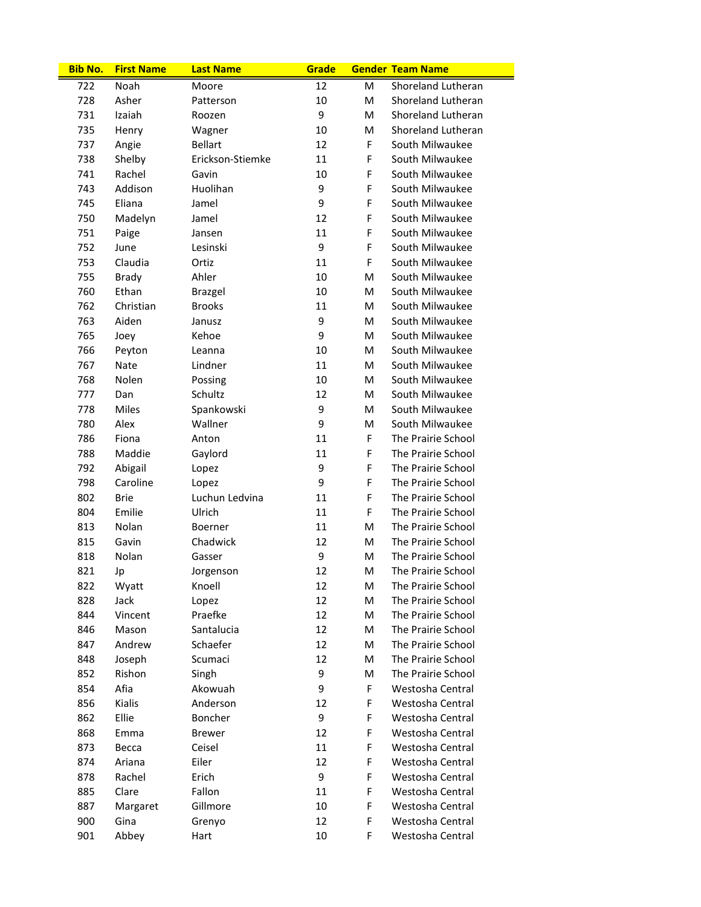| Bib No. | First Name | Last Name | Grade | Gender | Team Name |
|---|---|---|---|---|---|
| 722 | Noah | Moore | 12 | M | Shoreland Lutheran |
| 728 | Asher | Patterson | 10 | M | Shoreland Lutheran |
| 731 | Izaiah | Roozen | 9 | M | Shoreland Lutheran |
| 735 | Henry | Wagner | 10 | M | Shoreland Lutheran |
| 737 | Angie | Bellart | 12 | F | South Milwaukee |
| 738 | Shelby | Erickson-Stiemke | 11 | F | South Milwaukee |
| 741 | Rachel | Gavin | 10 | F | South Milwaukee |
| 743 | Addison | Huolihan | 9 | F | South Milwaukee |
| 745 | Eliana | Jamel | 9 | F | South Milwaukee |
| 750 | Madelyn | Jamel | 12 | F | South Milwaukee |
| 751 | Paige | Jansen | 11 | F | South Milwaukee |
| 752 | June | Lesinski | 9 | F | South Milwaukee |
| 753 | Claudia | Ortiz | 11 | F | South Milwaukee |
| 755 | Brady | Ahler | 10 | M | South Milwaukee |
| 760 | Ethan | Brazgel | 10 | M | South Milwaukee |
| 762 | Christian | Brooks | 11 | M | South Milwaukee |
| 763 | Aiden | Janusz | 9 | M | South Milwaukee |
| 765 | Joey | Kehoe | 9 | M | South Milwaukee |
| 766 | Peyton | Leanna | 10 | M | South Milwaukee |
| 767 | Nate | Lindner | 11 | M | South Milwaukee |
| 768 | Nolen | Possing | 10 | M | South Milwaukee |
| 777 | Dan | Schultz | 12 | M | South Milwaukee |
| 778 | Miles | Spankowski | 9 | M | South Milwaukee |
| 780 | Alex | Wallner | 9 | M | South Milwaukee |
| 786 | Fiona | Anton | 11 | F | The Prairie School |
| 788 | Maddie | Gaylord | 11 | F | The Prairie School |
| 792 | Abigail | Lopez | 9 | F | The Prairie School |
| 798 | Caroline | Lopez | 9 | F | The Prairie School |
| 802 | Brie | Luchun Ledvina | 11 | F | The Prairie School |
| 804 | Emilie | Ulrich | 11 | F | The Prairie School |
| 813 | Nolan | Boerner | 11 | M | The Prairie School |
| 815 | Gavin | Chadwick | 12 | M | The Prairie School |
| 818 | Nolan | Gasser | 9 | M | The Prairie School |
| 821 | Jp | Jorgenson | 12 | M | The Prairie School |
| 822 | Wyatt | Knoell | 12 | M | The Prairie School |
| 828 | Jack | Lopez | 12 | M | The Prairie School |
| 844 | Vincent | Praefke | 12 | M | The Prairie School |
| 846 | Mason | Santalucia | 12 | M | The Prairie School |
| 847 | Andrew | Schaefer | 12 | M | The Prairie School |
| 848 | Joseph | Scumaci | 12 | M | The Prairie School |
| 852 | Rishon | Singh | 9 | M | The Prairie School |
| 854 | Afia | Akowuah | 9 | F | Westosha Central |
| 856 | Kialis | Anderson | 12 | F | Westosha Central |
| 862 | Ellie | Boncher | 9 | F | Westosha Central |
| 868 | Emma | Brewer | 12 | F | Westosha Central |
| 873 | Becca | Ceisel | 11 | F | Westosha Central |
| 874 | Ariana | Eiler | 12 | F | Westosha Central |
| 878 | Rachel | Erich | 9 | F | Westosha Central |
| 885 | Clare | Fallon | 11 | F | Westosha Central |
| 887 | Margaret | Gillmore | 10 | F | Westosha Central |
| 900 | Gina | Grenyo | 12 | F | Westosha Central |
| 901 | Abbey | Hart | 10 | F | Westosha Central |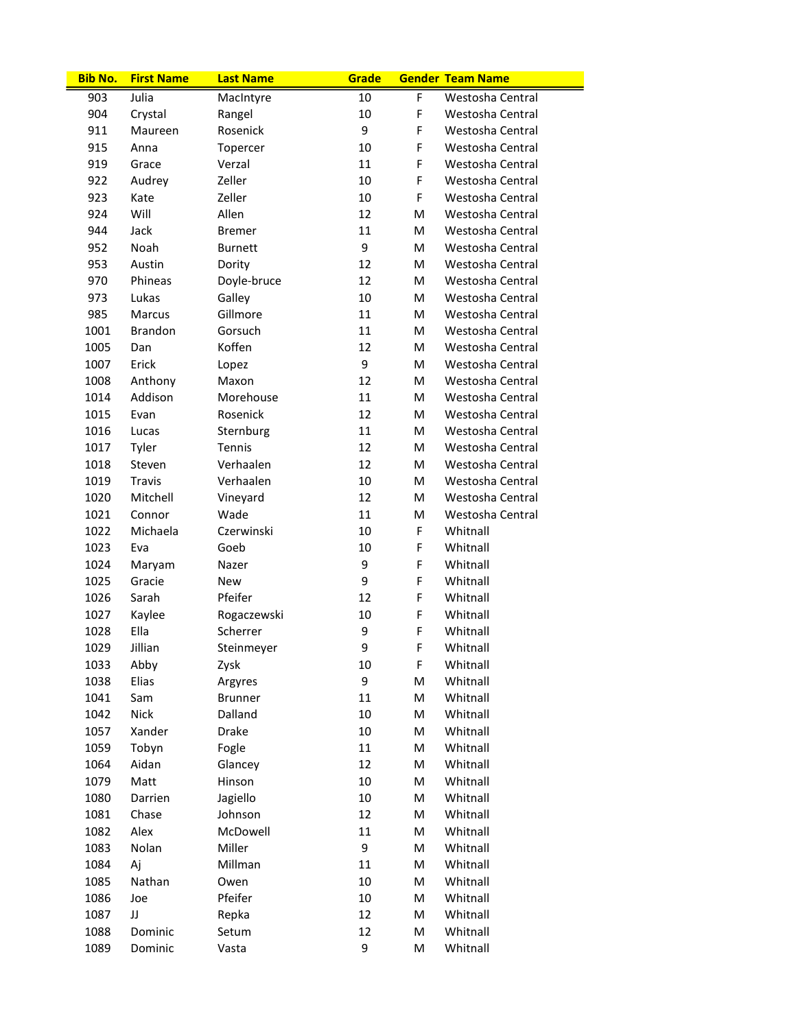| Bib No. | First Name | Last Name | Grade | Gender | Team Name |
| --- | --- | --- | --- | --- | --- |
| 903 | Julia | MacIntyre | 10 | F | Westosha Central |
| 904 | Crystal | Rangel | 10 | F | Westosha Central |
| 911 | Maureen | Rosenick | 9 | F | Westosha Central |
| 915 | Anna | Topercer | 10 | F | Westosha Central |
| 919 | Grace | Verzal | 11 | F | Westosha Central |
| 922 | Audrey | Zeller | 10 | F | Westosha Central |
| 923 | Kate | Zeller | 10 | F | Westosha Central |
| 924 | Will | Allen | 12 | M | Westosha Central |
| 944 | Jack | Bremer | 11 | M | Westosha Central |
| 952 | Noah | Burnett | 9 | M | Westosha Central |
| 953 | Austin | Dority | 12 | M | Westosha Central |
| 970 | Phineas | Doyle-bruce | 12 | M | Westosha Central |
| 973 | Lukas | Galley | 10 | M | Westosha Central |
| 985 | Marcus | Gillmore | 11 | M | Westosha Central |
| 1001 | Brandon | Gorsuch | 11 | M | Westosha Central |
| 1005 | Dan | Koffen | 12 | M | Westosha Central |
| 1007 | Erick | Lopez | 9 | M | Westosha Central |
| 1008 | Anthony | Maxon | 12 | M | Westosha Central |
| 1014 | Addison | Morehouse | 11 | M | Westosha Central |
| 1015 | Evan | Rosenick | 12 | M | Westosha Central |
| 1016 | Lucas | Sternburg | 11 | M | Westosha Central |
| 1017 | Tyler | Tennis | 12 | M | Westosha Central |
| 1018 | Steven | Verhaalen | 12 | M | Westosha Central |
| 1019 | Travis | Verhaalen | 10 | M | Westosha Central |
| 1020 | Mitchell | Vineyard | 12 | M | Westosha Central |
| 1021 | Connor | Wade | 11 | M | Westosha Central |
| 1022 | Michaela | Czerwinski | 10 | F | Whitnall |
| 1023 | Eva | Goeb | 10 | F | Whitnall |
| 1024 | Maryam | Nazer | 9 | F | Whitnall |
| 1025 | Gracie | New | 9 | F | Whitnall |
| 1026 | Sarah | Pfeifer | 12 | F | Whitnall |
| 1027 | Kaylee | Rogaczewski | 10 | F | Whitnall |
| 1028 | Ella | Scherrer | 9 | F | Whitnall |
| 1029 | Jillian | Steinmeyer | 9 | F | Whitnall |
| 1033 | Abby | Zysk | 10 | F | Whitnall |
| 1038 | Elias | Argyres | 9 | M | Whitnall |
| 1041 | Sam | Brunner | 11 | M | Whitnall |
| 1042 | Nick | Dalland | 10 | M | Whitnall |
| 1057 | Xander | Drake | 10 | M | Whitnall |
| 1059 | Tobyn | Fogle | 11 | M | Whitnall |
| 1064 | Aidan | Glancey | 12 | M | Whitnall |
| 1079 | Matt | Hinson | 10 | M | Whitnall |
| 1080 | Darrien | Jagiello | 10 | M | Whitnall |
| 1081 | Chase | Johnson | 12 | M | Whitnall |
| 1082 | Alex | McDowell | 11 | M | Whitnall |
| 1083 | Nolan | Miller | 9 | M | Whitnall |
| 1084 | Aj | Millman | 11 | M | Whitnall |
| 1085 | Nathan | Owen | 10 | M | Whitnall |
| 1086 | Joe | Pfeifer | 10 | M | Whitnall |
| 1087 | JJ | Repka | 12 | M | Whitnall |
| 1088 | Dominic | Setum | 12 | M | Whitnall |
| 1089 | Dominic | Vasta | 9 | M | Whitnall |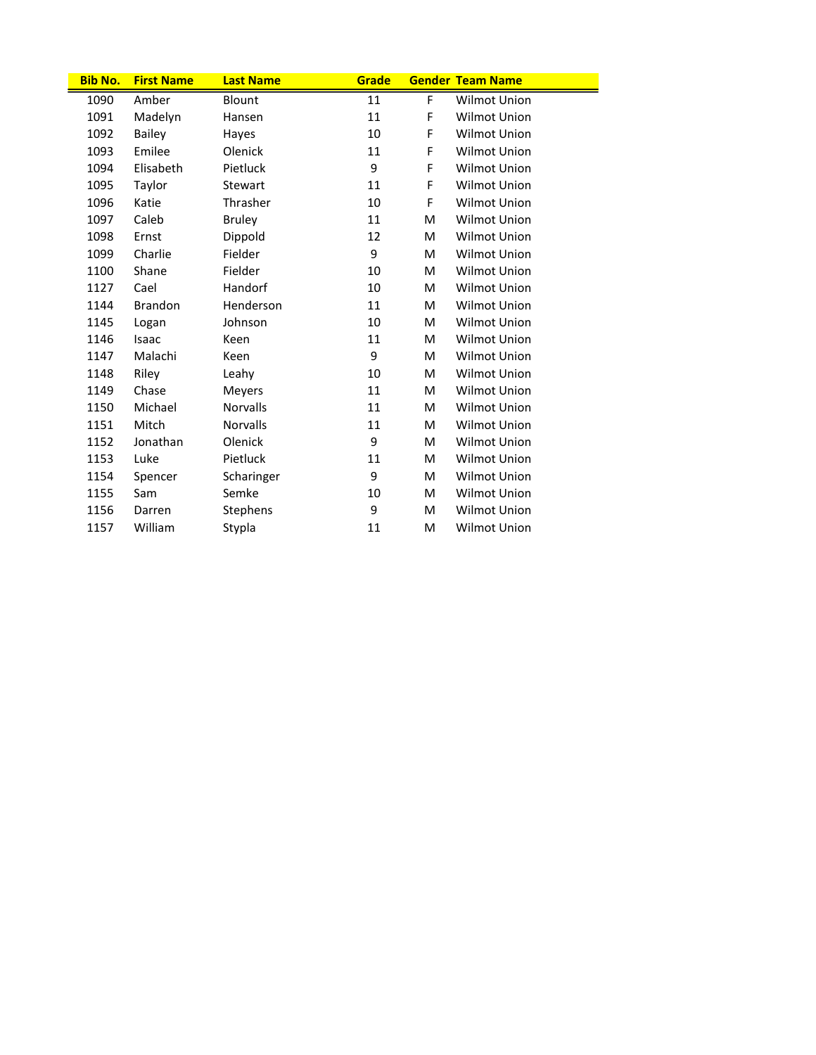| Bib No. | First Name | Last Name | Grade | Gender | Team Name |
|---|---|---|---|---|---|
| 1090 | Amber | Blount | 11 | F | Wilmot Union |
| 1091 | Madelyn | Hansen | 11 | F | Wilmot Union |
| 1092 | Bailey | Hayes | 10 | F | Wilmot Union |
| 1093 | Emilee | Olenick | 11 | F | Wilmot Union |
| 1094 | Elisabeth | Pietluck | 9 | F | Wilmot Union |
| 1095 | Taylor | Stewart | 11 | F | Wilmot Union |
| 1096 | Katie | Thrasher | 10 | F | Wilmot Union |
| 1097 | Caleb | Bruley | 11 | M | Wilmot Union |
| 1098 | Ernst | Dippold | 12 | M | Wilmot Union |
| 1099 | Charlie | Fielder | 9 | M | Wilmot Union |
| 1100 | Shane | Fielder | 10 | M | Wilmot Union |
| 1127 | Cael | Handorf | 10 | M | Wilmot Union |
| 1144 | Brandon | Henderson | 11 | M | Wilmot Union |
| 1145 | Logan | Johnson | 10 | M | Wilmot Union |
| 1146 | Isaac | Keen | 11 | M | Wilmot Union |
| 1147 | Malachi | Keen | 9 | M | Wilmot Union |
| 1148 | Riley | Leahy | 10 | M | Wilmot Union |
| 1149 | Chase | Meyers | 11 | M | Wilmot Union |
| 1150 | Michael | Norvalls | 11 | M | Wilmot Union |
| 1151 | Mitch | Norvalls | 11 | M | Wilmot Union |
| 1152 | Jonathan | Olenick | 9 | M | Wilmot Union |
| 1153 | Luke | Pietluck | 11 | M | Wilmot Union |
| 1154 | Spencer | Scharinger | 9 | M | Wilmot Union |
| 1155 | Sam | Semke | 10 | M | Wilmot Union |
| 1156 | Darren | Stephens | 9 | M | Wilmot Union |
| 1157 | William | Stypla | 11 | M | Wilmot Union |